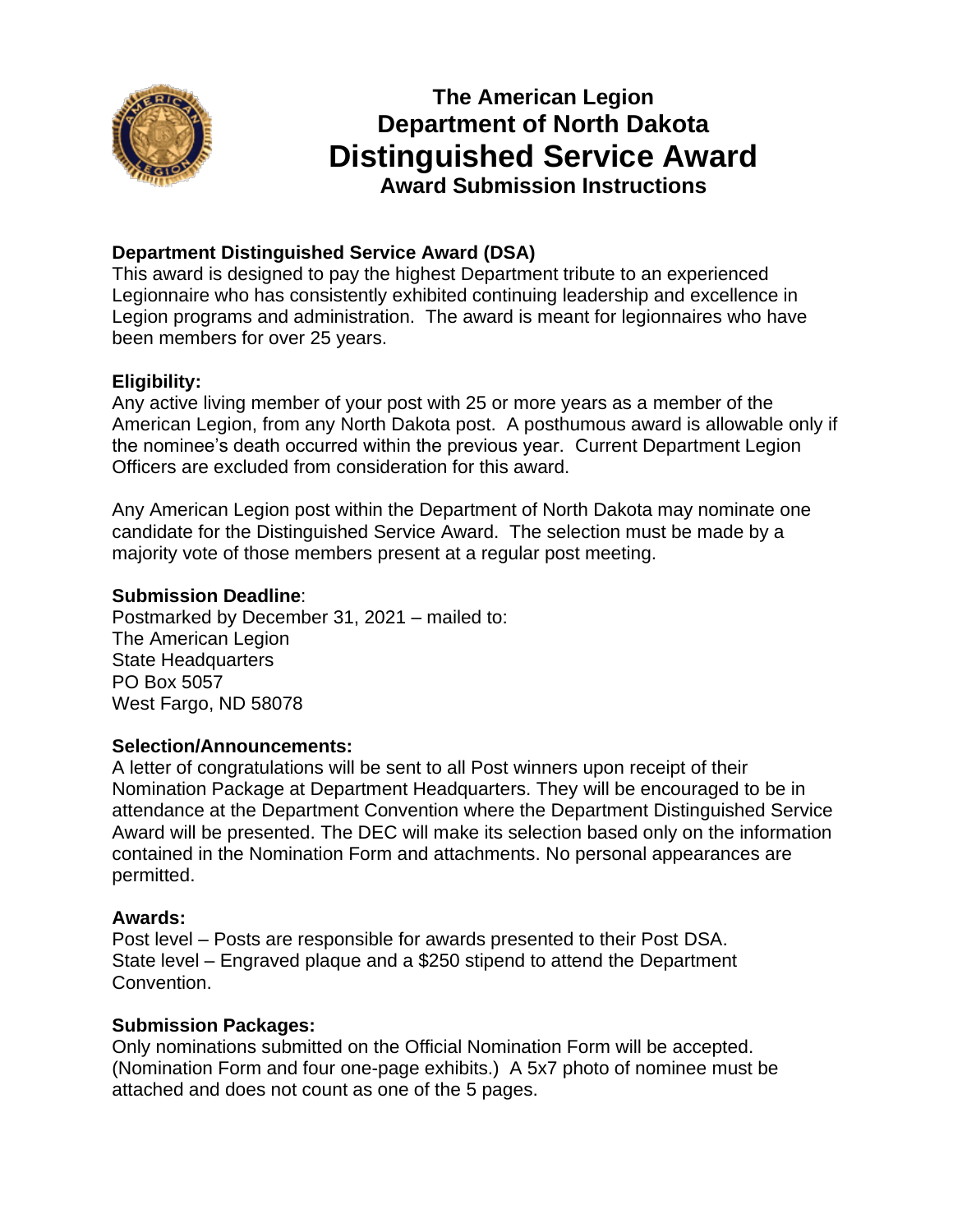# The American Legion
# Department of North Dakota
# Distinguished Service Award
## Award Submission Instructions

**Department Distinguished Service Award (DSA)**
This award is designed to pay the highest Department tribute to an experienced Legionnaire who has consistently exhibited continuing leadership and excellence in Legion programs and administration. The award is meant for legionnaires who have been members for over 25 years.

**Eligibility:**
Any active living member of your post with 25 or more years as a member of the American Legion, from any North Dakota post. A posthumous award is allowable only if the nominee's death occurred within the previous year. Current Department Legion Officers are excluded from consideration for this award.

Any American Legion post within the Department of North Dakota may nominate one candidate for the Distinguished Service Award. The selection must be made by a majority vote of those members present at a regular post meeting.

**Submission Deadline**:
Postmarked by December 31, 2021 – mailed to:
The American Legion
State Headquarters
PO Box 5057
West Fargo, ND 58078

**Selection/Announcements:**
A letter of congratulations will be sent to all Post winners upon receipt of their Nomination Package at Department Headquarters. They will be encouraged to be in attendance at the Department Convention where the Department Distinguished Service Award will be presented. The DEC will make its selection based only on the information contained in the Nomination Form and attachments. No personal appearances are permitted.

**Awards:**
Post level – Posts are responsible for awards presented to their Post DSA.
State level – Engraved plaque and a $250 stipend to attend the Department Convention.

**Submission Packages:**
Only nominations submitted on the Official Nomination Form will be accepted. (Nomination Form and four one-page exhibits.) A 5x7 photo of nominee must be attached and does not count as one of the 5 pages.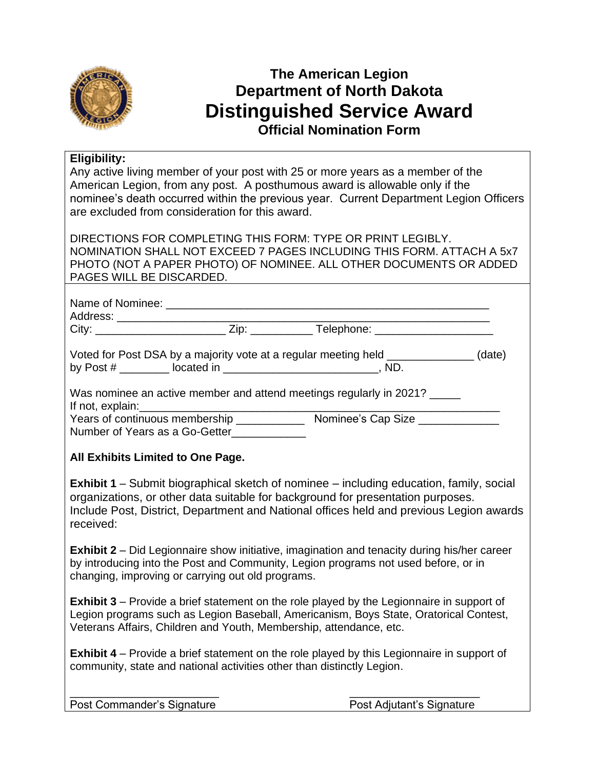# The American Legion
# Department of North Dakota
# Distinguished Service Award
## Official Nomination Form

**Eligibility:**
Any active living member of your post with 25 or more years as a member of the American Legion, from any post. A posthumous award is allowable only if the nominee's death occurred within the previous year. Current Department Legion Officers are excluded from consideration for this award.

DIRECTIONS FOR COMPLETING THIS FORM: TYPE OR PRINT LEGIBLY. NOMINATION SHALL NOT EXCEED 7 PAGES INCLUDING THIS FORM. ATTACH A 5x7 PHOTO (NOT A PAPER PHOTO) OF NOMINEE. ALL OTHER DOCUMENTS OR ADDED PAGES WILL BE DISCARDED.

Name of Nominee: ______________________________________________________
Address: ___________________________________________________________
City: _____________________ Zip: __________ Telephone: ___________________

Voted for Post DSA by a majority vote at a regular meeting held ______________ (date) by Post # ________ located in _________________________, ND.

Was nominee an active member and attend meetings regularly in 2021? _____
If not, explain:______________________________________________________________
Years of continuous membership ___________ Nominee's Cap Size _____________
Number of Years as a Go-Getter____________

**All Exhibits Limited to One Page.**

**Exhibit 1** – Submit biographical sketch of nominee – including education, family, social organizations, or other data suitable for background for presentation purposes. Include Post, District, Department and National offices held and previous Legion awards received:

**Exhibit 2** – Did Legionnaire show initiative, imagination and tenacity during his/her career by introducing into the Post and Community, Legion programs not used before, or in changing, improving or carrying out old programs.

**Exhibit 3** – Provide a brief statement on the role played by the Legionnaire in support of Legion programs such as Legion Baseball, Americanism, Boys State, Oratorical Contest, Veterans Affairs, Children and Youth, Membership, attendance, etc.

**Exhibit 4** – Provide a brief statement on the role played by this Legionnaire in support of community, state and national activities other than distinctly Legion.

_________________________ _____________________
Post Commander's Signature Post Adjutant's Signature